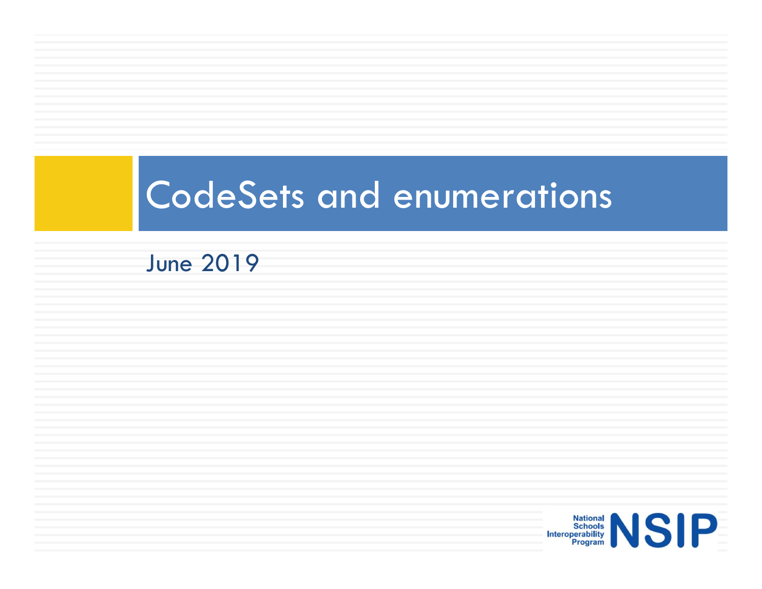# CodeSets and enumerations

June 2019

National Schools Interoperability Program NSIP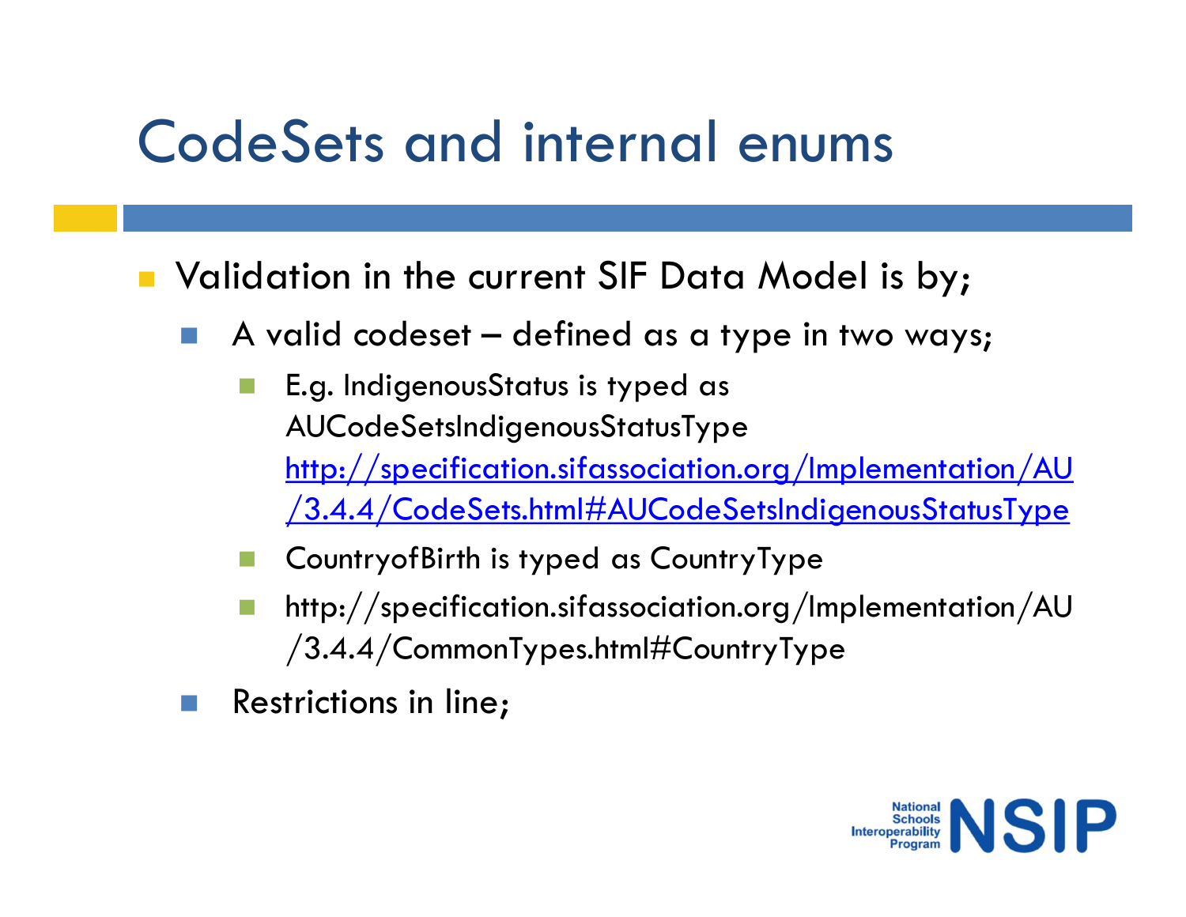# CodeSets and internal enums

- Validation in the current SIF Data Model is by;
  - A valid codeset – defined as a type in two ways;
    - E.g. IndigenousStatus is typed as AUCodeSetsIndigenousStatusType [http://specification.sifassociation.org/Implementation/AU/3.4.4/CodeSets.html#AUCodeSetsIndigenousStatusType](http://specification.sifassociation.org/Implementation/AU/3.4.4/CodeSets.html#AUCodeSetsIndigenousStatusType)
    - CountryofBirth is typed as CountryType
    - http://specification.sifassociation.org/Implementation/AU/3.4.4/CommonTypes.html#CountryType
  - Restrictions in line;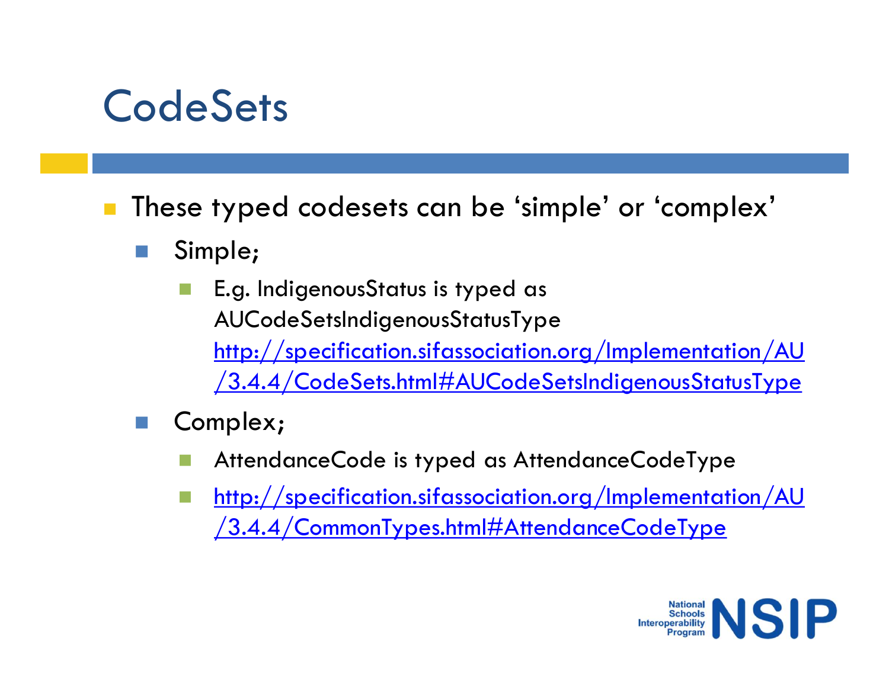# CodeSets

- These typed codesets can be 'simple' or 'complex'
  - Simple;
    - E.g. IndigenousStatus is typed as AUCodeSetsIndigenousStatusType [http://specification.sifassociation.org/Implementation/AU/3.4.4/CodeSets.html#AUCodeSetsIndigenousStatusType](http://specification.sifassociation.org/Implementation/AU/3.4.4/CodeSets.html#AUCodeSetsIndigenousStatusType)
  - Complex;
    - AttendanceCode is typed as AttendanceCodeType
    - [http://specification.sifassociation.org/Implementation/AU/3.4.4/CommonTypes.html#AttendanceCodeType](http://specification.sifassociation.org/Implementation/AU/3.4.4/CommonTypes.html#AttendanceCodeType)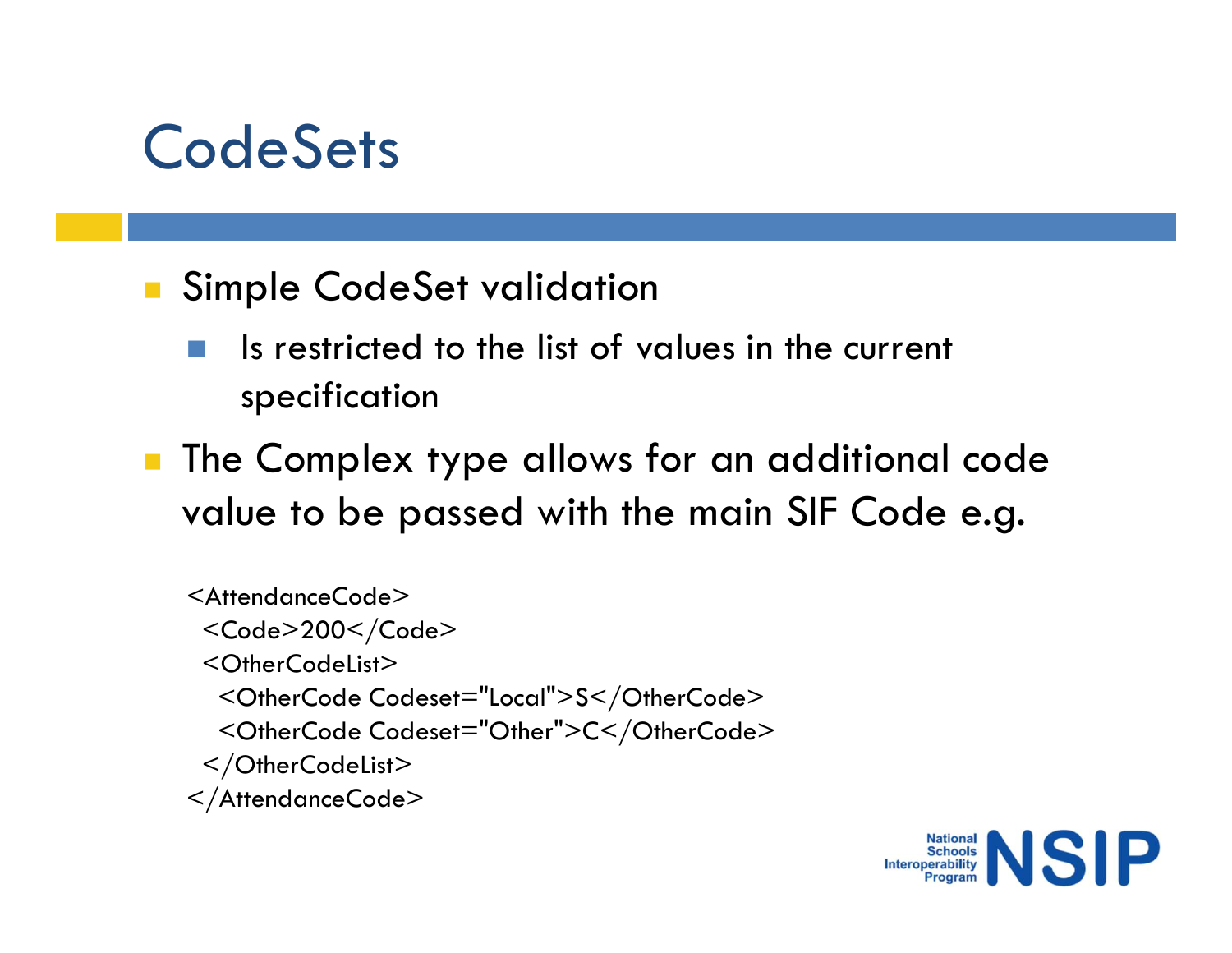# CodeSets

- Simple CodeSet validation
  - Is restricted to the list of values in the current specification
- The Complex type allows for an additional code value to be passed with the main SIF Code e.g.

```
<AttendanceCode>
  <Code>200</Code>
  <OtherCodeList>
    <OtherCode Codeset="Local">S</OtherCode>
    <OtherCode Codeset="Other">C</OtherCode>
  </OtherCodeList>
</AttendanceCode>
```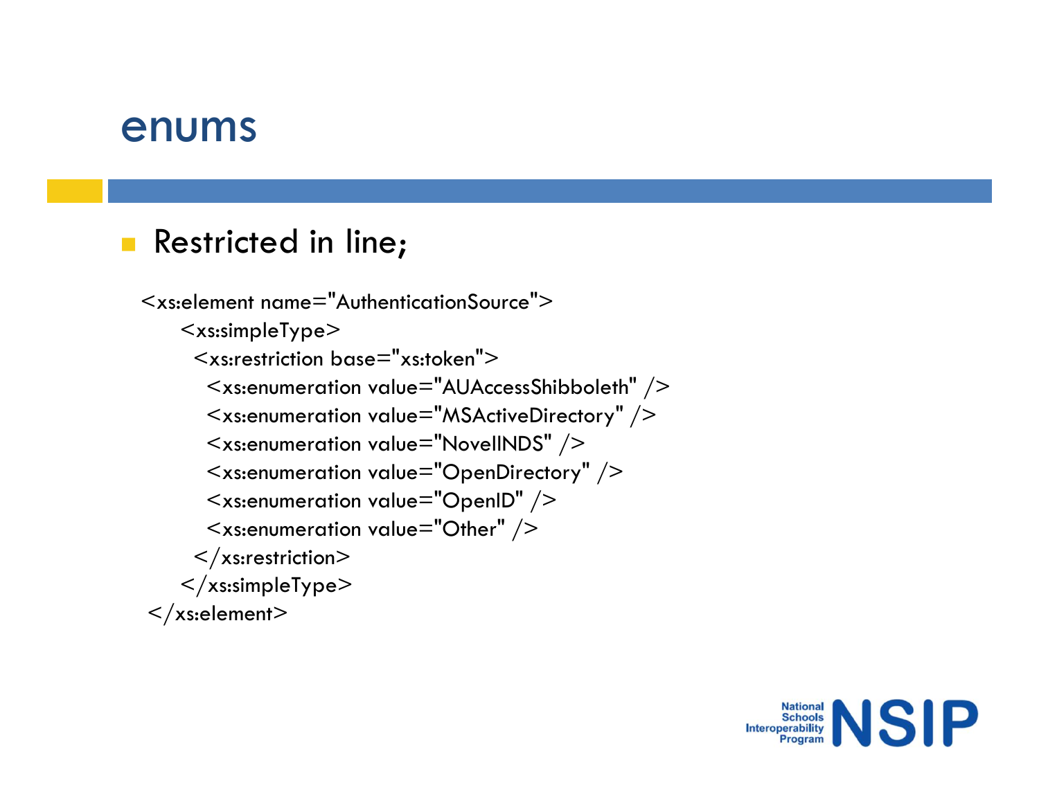# enums

- Restricted in line;

```
<xs:element name="AuthenticationSource">
    <xs:simpleType>
      <xs:restriction base="xs:token">
        <xs:enumeration value="AUAccessShibboleth" />
        <xs:enumeration value="MSActiveDirectory" />
        <xs:enumeration value="NovellNDS" />
        <xs:enumeration value="OpenDirectory" />
        <xs:enumeration value="OpenID" />
        <xs:enumeration value="Other" />
      </xs:restriction>
    </xs:simpleType>
</xs:element>
```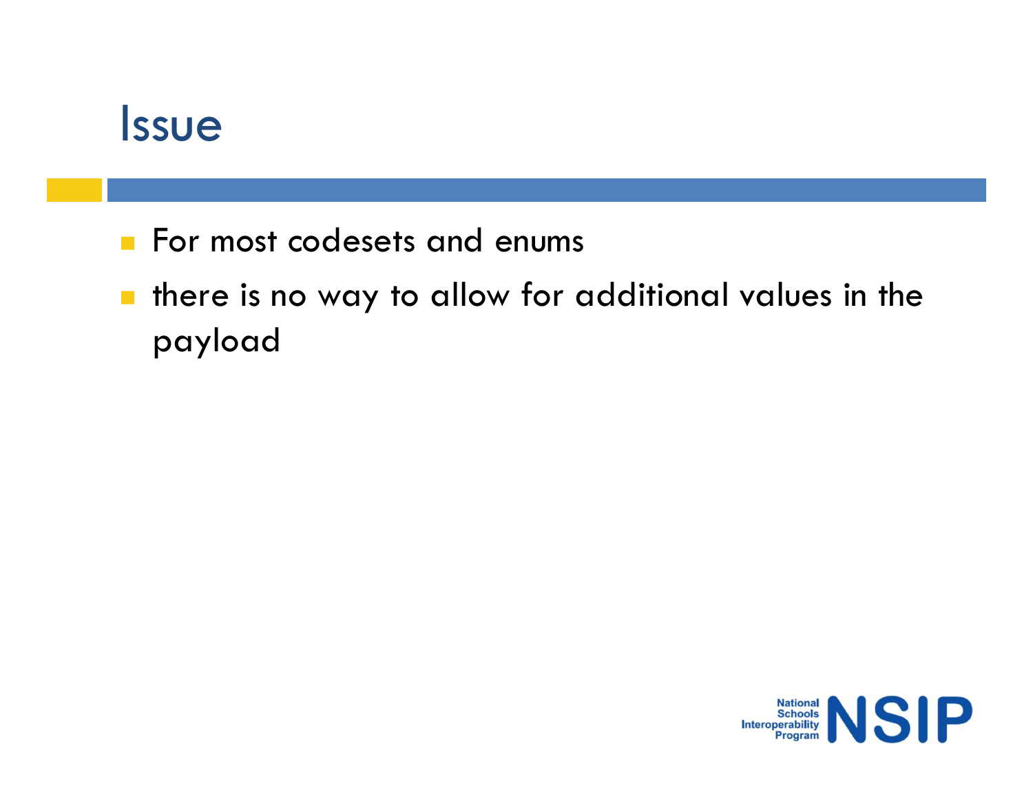# Issue

- For most codesets and enums
- there is no way to allow for additional values in the payload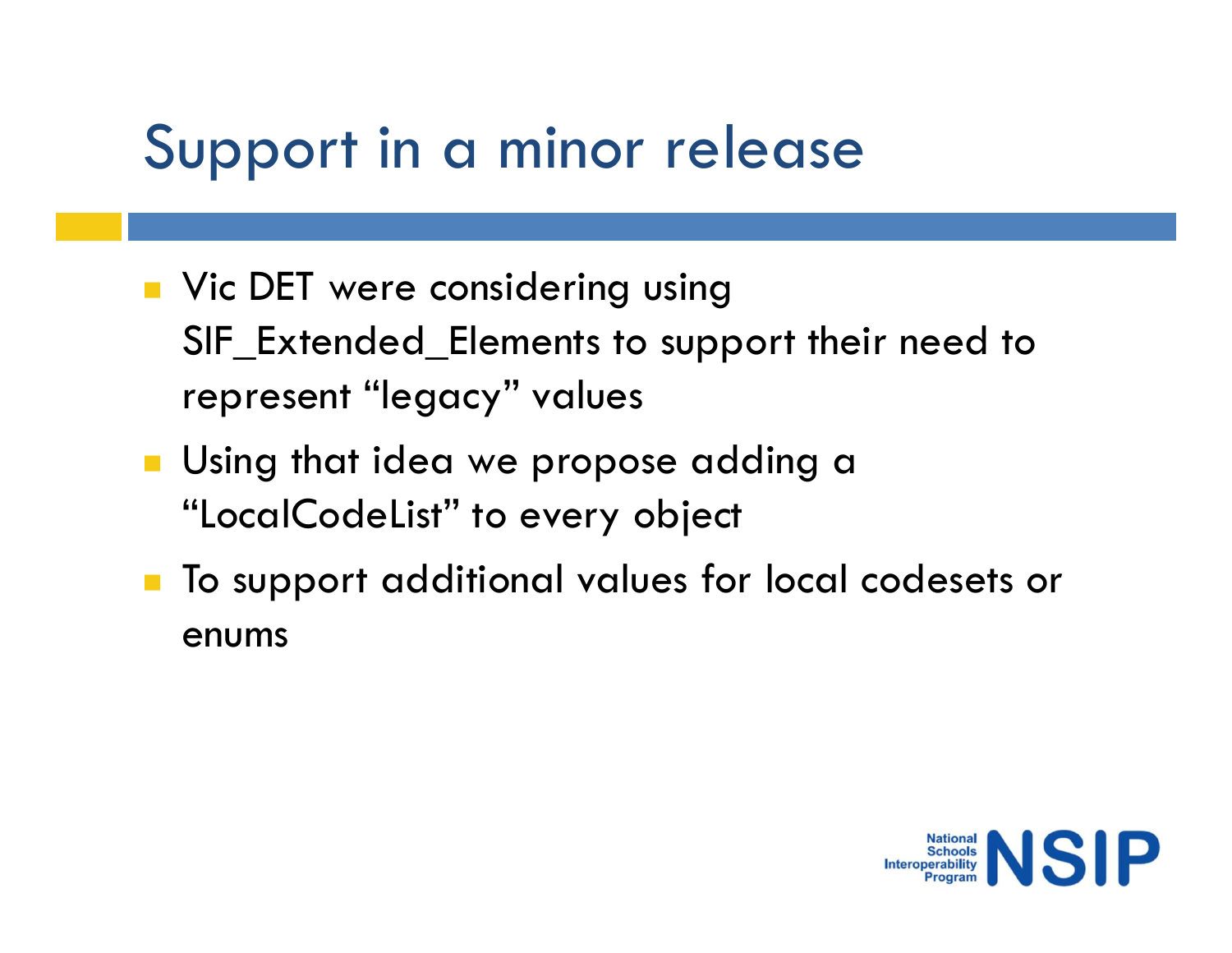# Support in a minor release

- Vic DET were considering using SIF_Extended_Elements to support their need to represent "legacy" values
- Using that idea we propose adding a "LocalCodeList" to every object
- To support additional values for local codesets or enums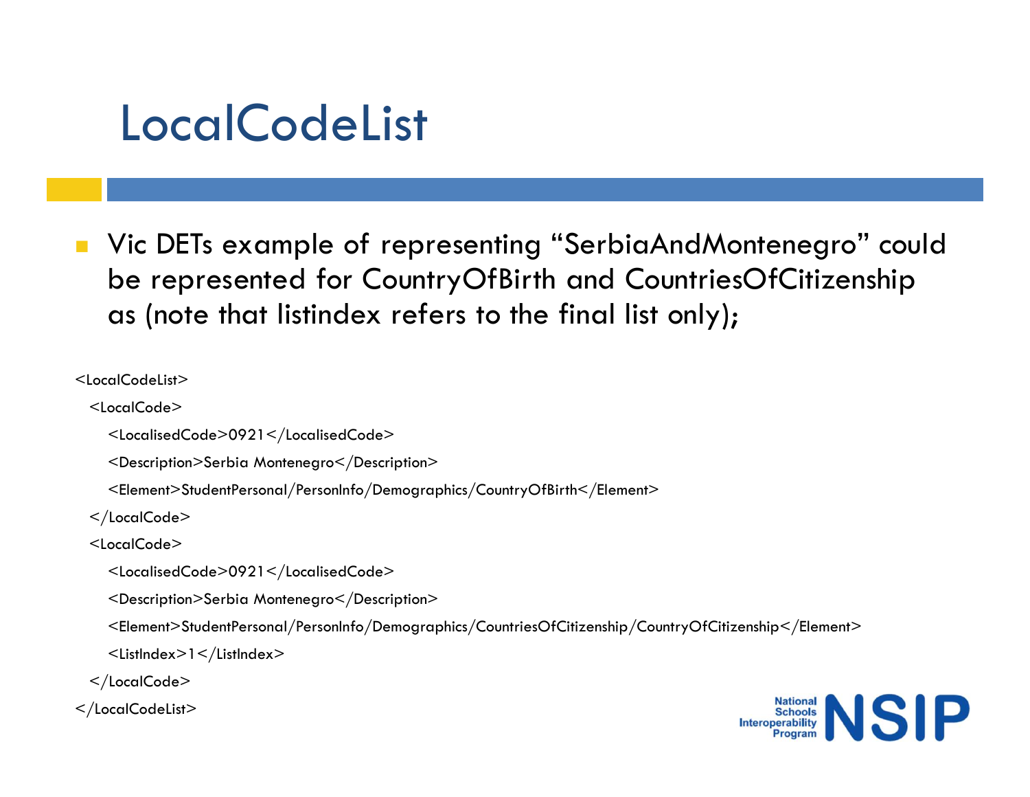# LocalCodeList

- Vic DETs example of representing "SerbiaAndMontenegro" could be represented for CountryOfBirth and CountriesOfCitizenship as (note that listindex refers to the final list only);

```
<LocalCodeList>
  <LocalCode>
    <LocalisedCode>0921</LocalisedCode>
    <Description>Serbia Montenegro</Description>
    <Element>StudentPersonal/PersonInfo/Demographics/CountryOfBirth</Element>
  </LocalCode>
  <LocalCode>
    <LocalisedCode>0921</LocalisedCode>
    <Description>Serbia Montenegro</Description>
    <Element>StudentPersonal/PersonInfo/Demographics/CountriesOfCitizenship/CountryOfCitizenship</Element>
    <ListIndex>1</ListIndex>
  </LocalCode>
</LocalCodeList>
```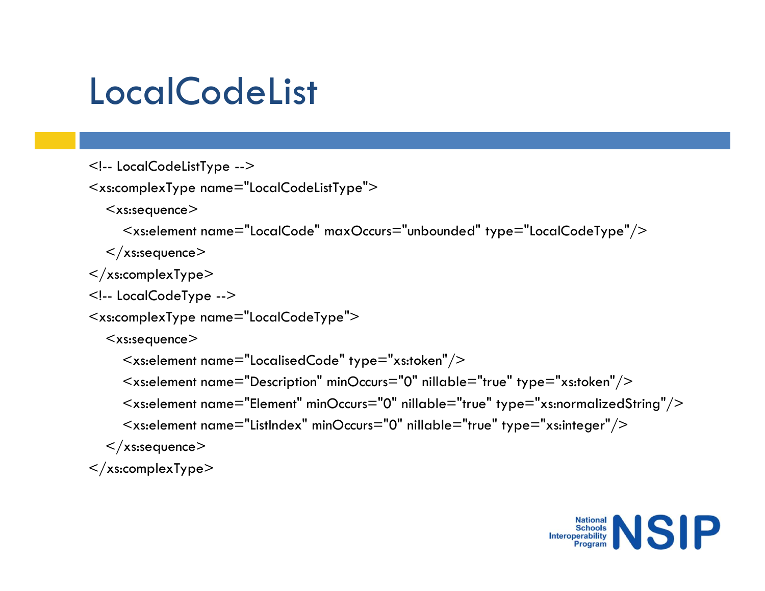# LocalCodeList

```
<!-- LocalCodeListType -->
<xs:complexType name="LocalCodeListType">
  <xs:sequence>
    <xs:element name="LocalCode" maxOccurs="unbounded" type="LocalCodeType"/>
  </xs:sequence>
</xs:complexType>
<!-- LocalCodeType -->
<xs:complexType name="LocalCodeType">
  <xs:sequence>
    <xs:element name="LocalisedCode" type="xs:token"/>
    <xs:element name="Description" minOccurs="0" nillable="true" type="xs:token"/>
    <xs:element name="Element" minOccurs="0" nillable="true" type="xs:normalizedString"/>
    <xs:element name="ListIndex" minOccurs="0" nillable="true" type="xs:integer"/>
  </xs:sequence>
</xs:complexType>
```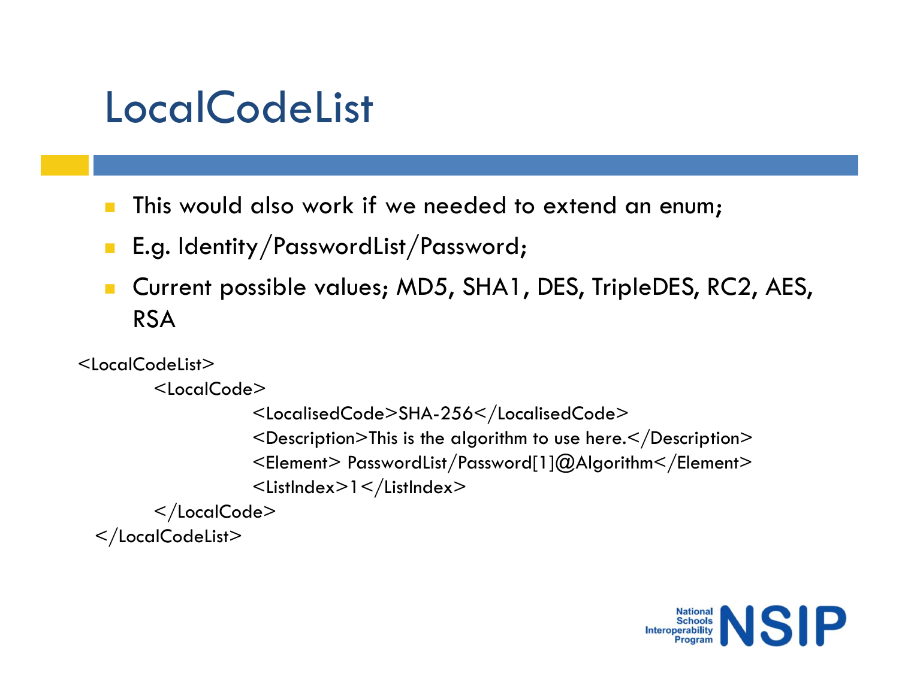# LocalCodeList

- This would also work if we needed to extend an enum;
- E.g. Identity/PasswordList/Password;
- Current possible values; MD5, SHA1, DES, TripleDES, RC2, AES, RSA

```
<LocalCodeList>
    <LocalCode>
        <LocalisedCode>SHA-256</LocalisedCode>
        <Description>This is the algorithm to use here.</Description>
        <Element> PasswordList/Password[1]@Algorithm</Element>
        <ListIndex>1</ListIndex>
    </LocalCode>
</LocalCodeList>
```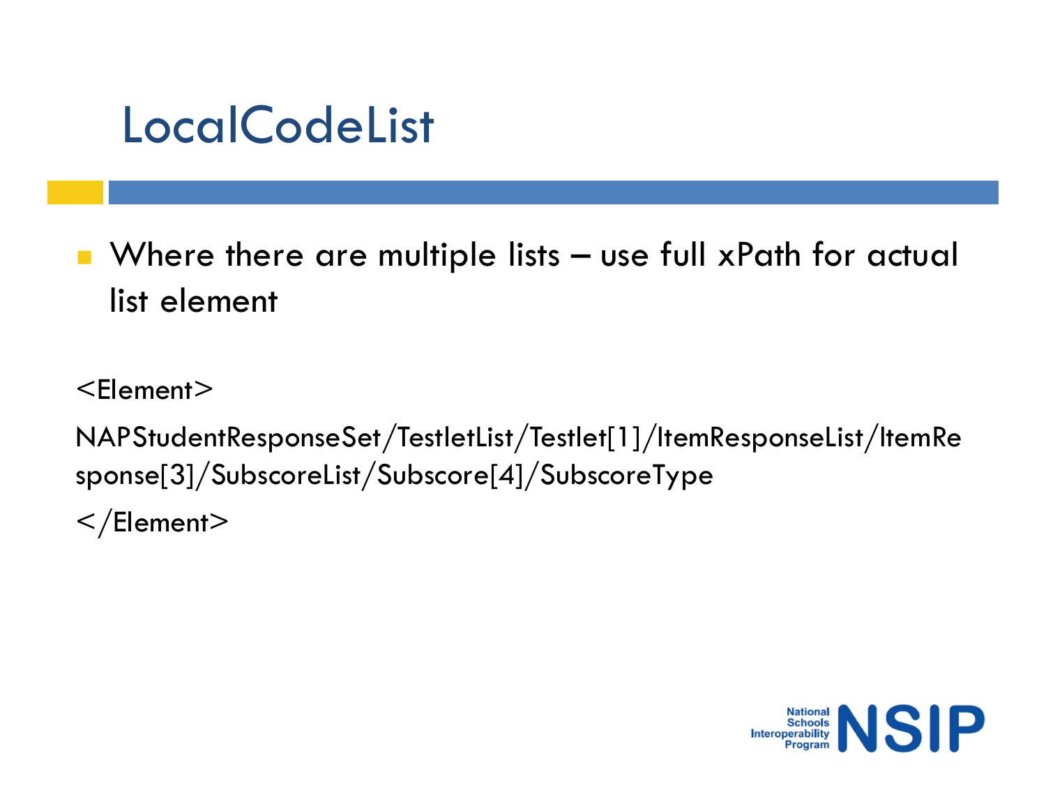# LocalCodeList

- Where there are multiple lists – use full xPath for actual list element

```
<Element>
NAPStudentResponseSet/TestletList/Testlet[1]/ItemResponseList/ItemResponse[3]/SubscoreList/Subscore[4]/SubscoreType
</Element>
```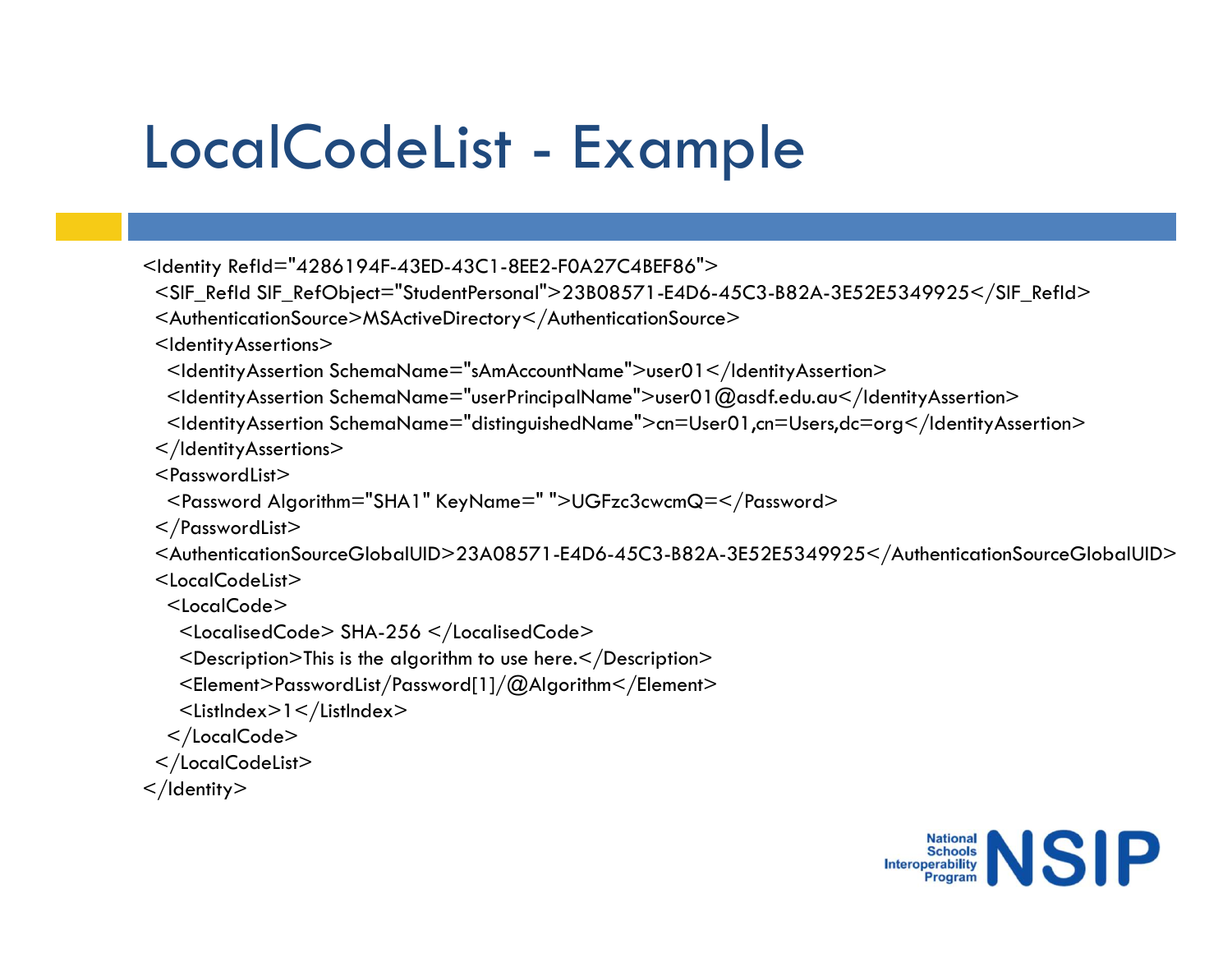# LocalCodeList - Example

```
<Identity RefId="4286194F-43ED-43C1-8EE2-F0A27C4BEF86">
  <SIF_RefId SIF_RefObject="StudentPersonal">23B08571-E4D6-45C3-B82A-3E52E5349925</SIF_RefId>
  <AuthenticationSource>MSActiveDirectory</AuthenticationSource>
  <IdentityAssertions>
    <IdentityAssertion SchemaName="sAmAccountName">user01</IdentityAssertion>
    <IdentityAssertion SchemaName="userPrincipalName">user01@asdf.edu.au</IdentityAssertion>
    <IdentityAssertion SchemaName="distinguishedName">cn=User01,cn=Users,dc=org</IdentityAssertion>
  </IdentityAssertions>
  <PasswordList>
    <Password Algorithm="SHA1" KeyName=" ">UGFzc3cwcmQ=</Password>
  </PasswordList>
  <AuthenticationSourceGlobalUID>23A08571-E4D6-45C3-B82A-3E52E5349925</AuthenticationSourceGlobalUID>
  <LocalCodeList>
    <LocalCode>
      <LocalisedCode> SHA-256 </LocalisedCode>
      <Description>This is the algorithm to use here.</Description>
      <Element>PasswordList/Password[1]/@Algorithm</Element>
      <ListIndex>1</ListIndex>
    </LocalCode>
  </LocalCodeList>
</Identity>
```